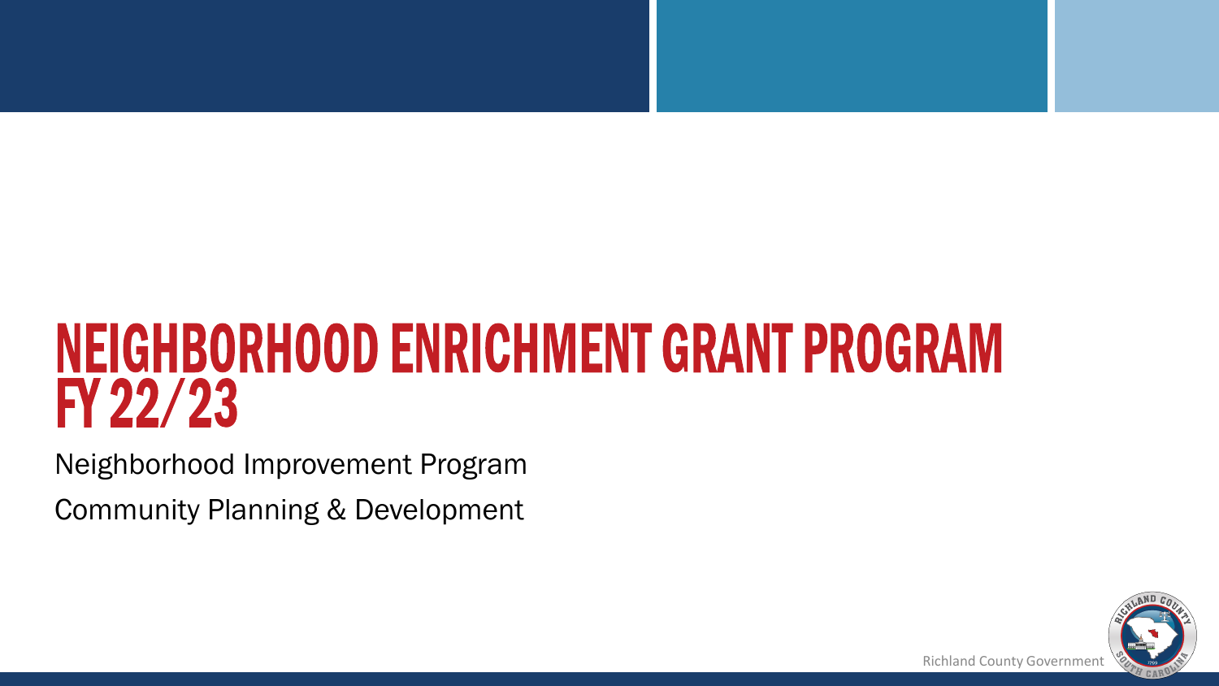# NEIGHBORHOOD ENRICHMENT GRANT PROGRAM FY 22/23

Neighborhood Improvement Program

Community Planning & Development

Richland County Government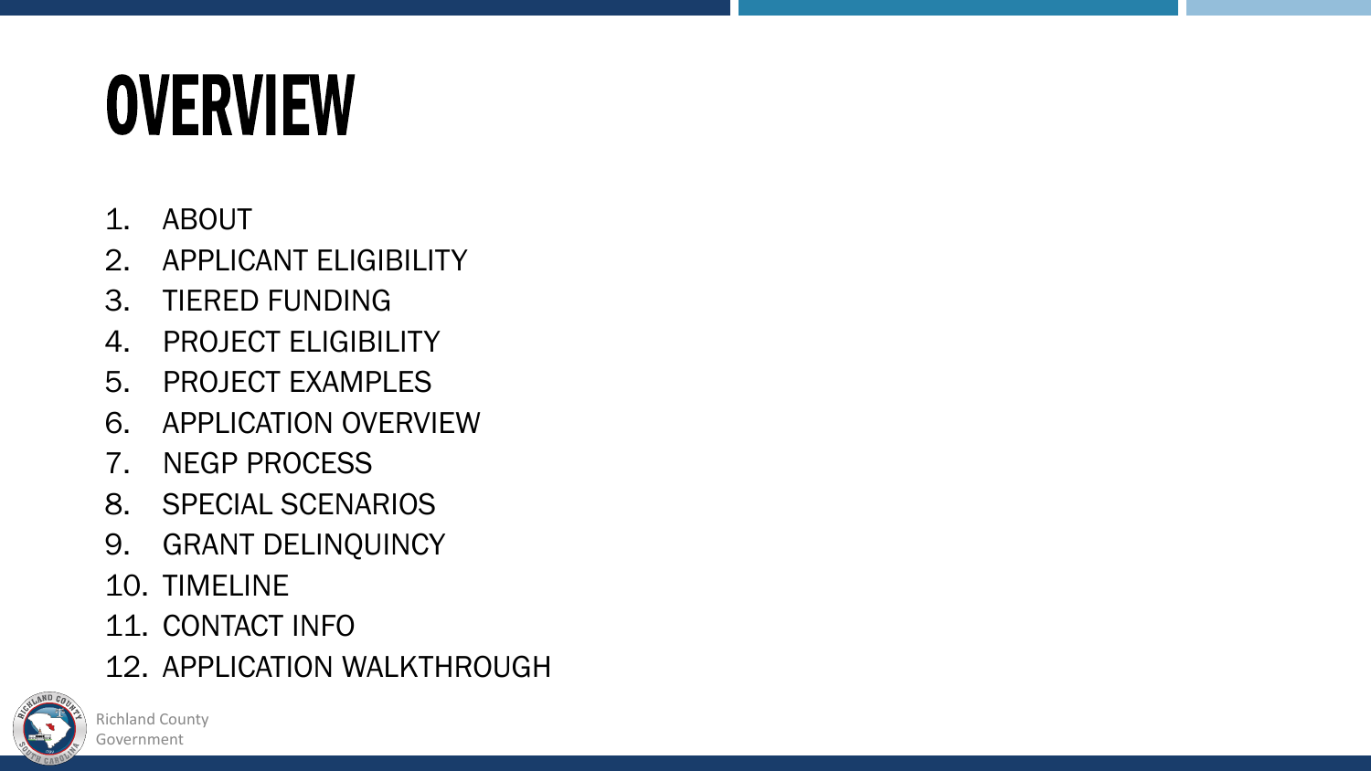# OVERVIEW

1. ABOUT
2. APPLICANT ELIGIBILITY
3. TIERED FUNDING
4. PROJECT ELIGIBILITY
5. PROJECT EXAMPLES
6. APPLICATION OVERVIEW
7. NEGP PROCESS
8. SPECIAL SCENARIOS
9. GRANT DELINQUINCY
10. TIMELINE
11. CONTACT INFO
12. APPLICATION WALKTHROUGH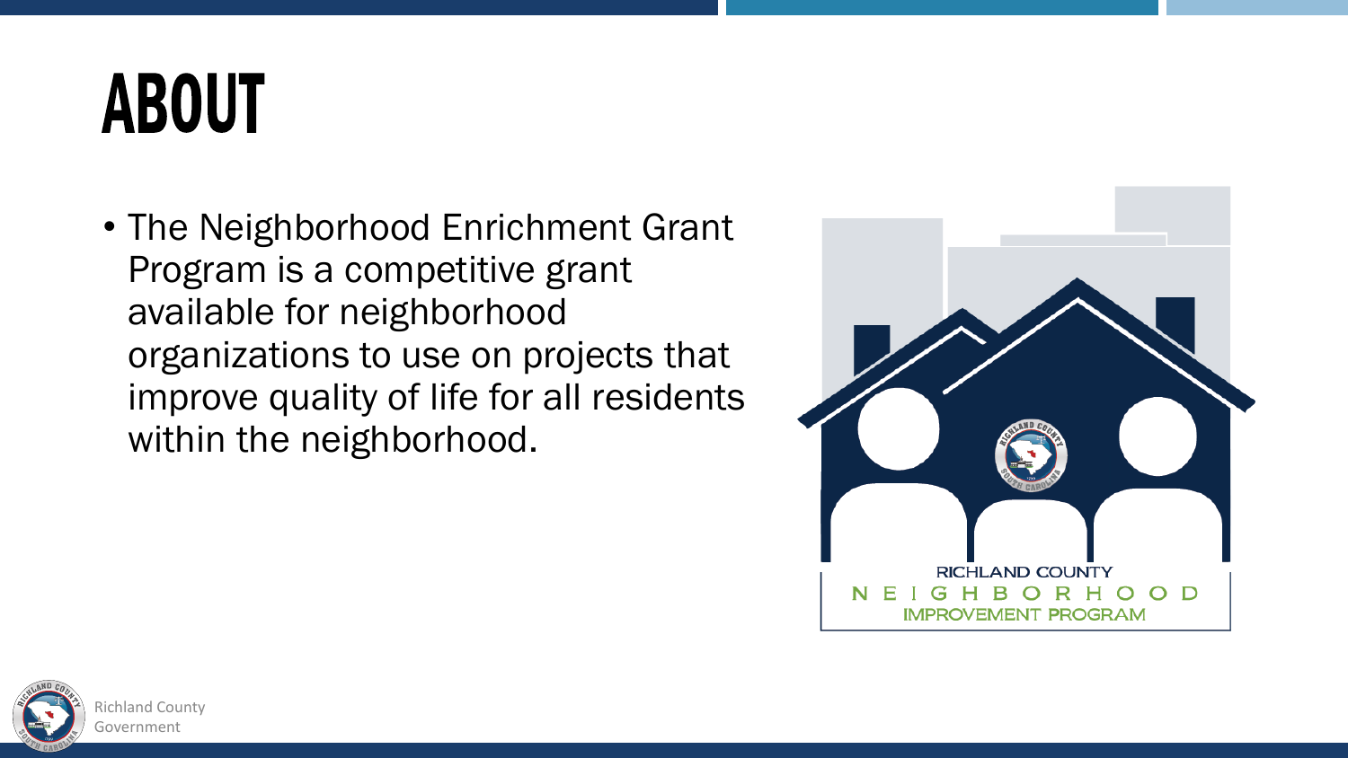# ABOUT

- The Neighborhood Enrichment Grant Program is a competitive grant available for neighborhood organizations to use on projects that improve quality of life for all residents within the neighborhood.

RICHLAND COUNTY
NEIGHBORHOOD
IMPROVEMENT PROGRAM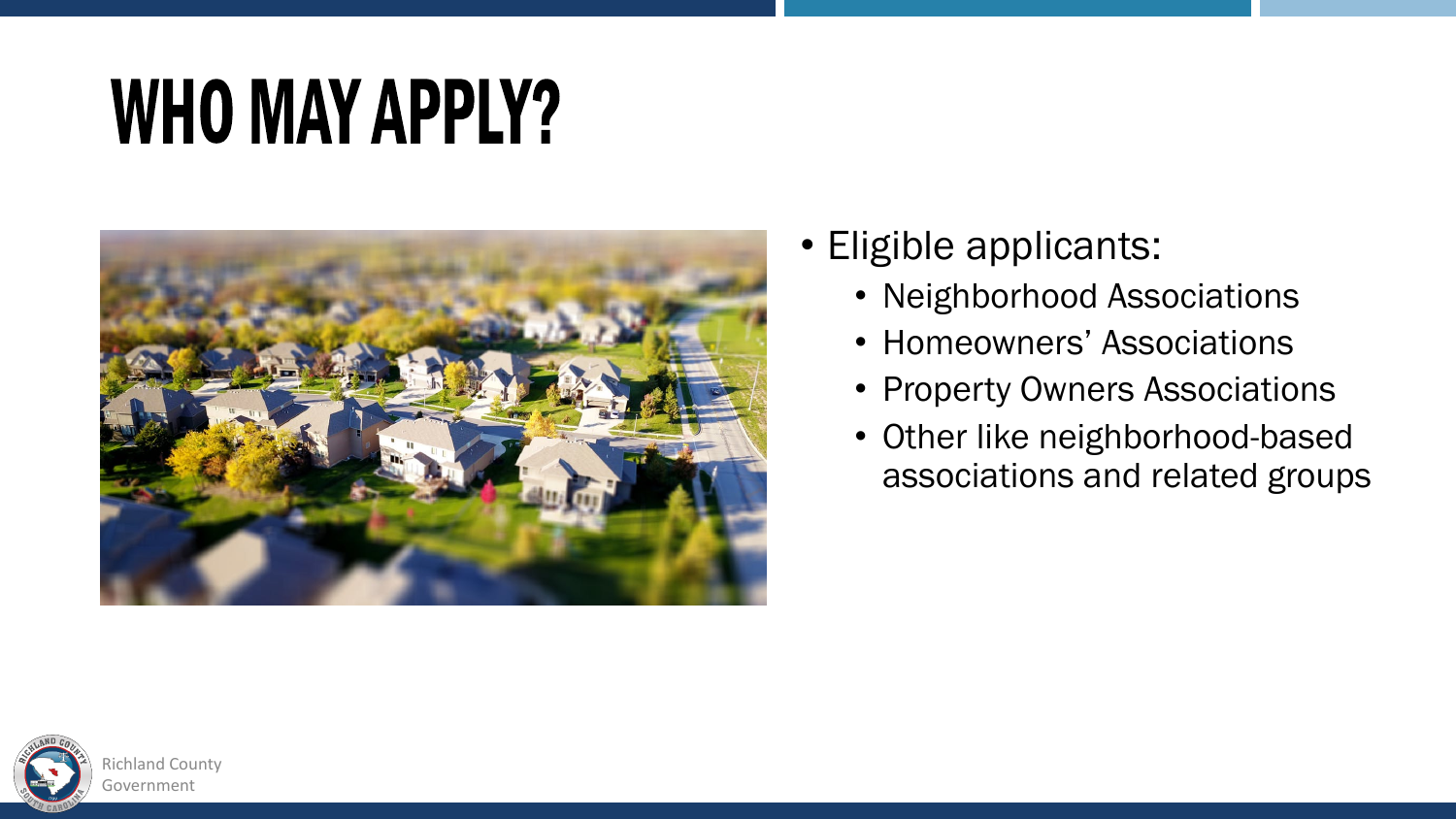# WHO MAY APPLY?

- Eligible applicants:
  - Neighborhood Associations
  - Homeowners' Associations
  - Property Owners Associations
  - Other like neighborhood-based associations and related groups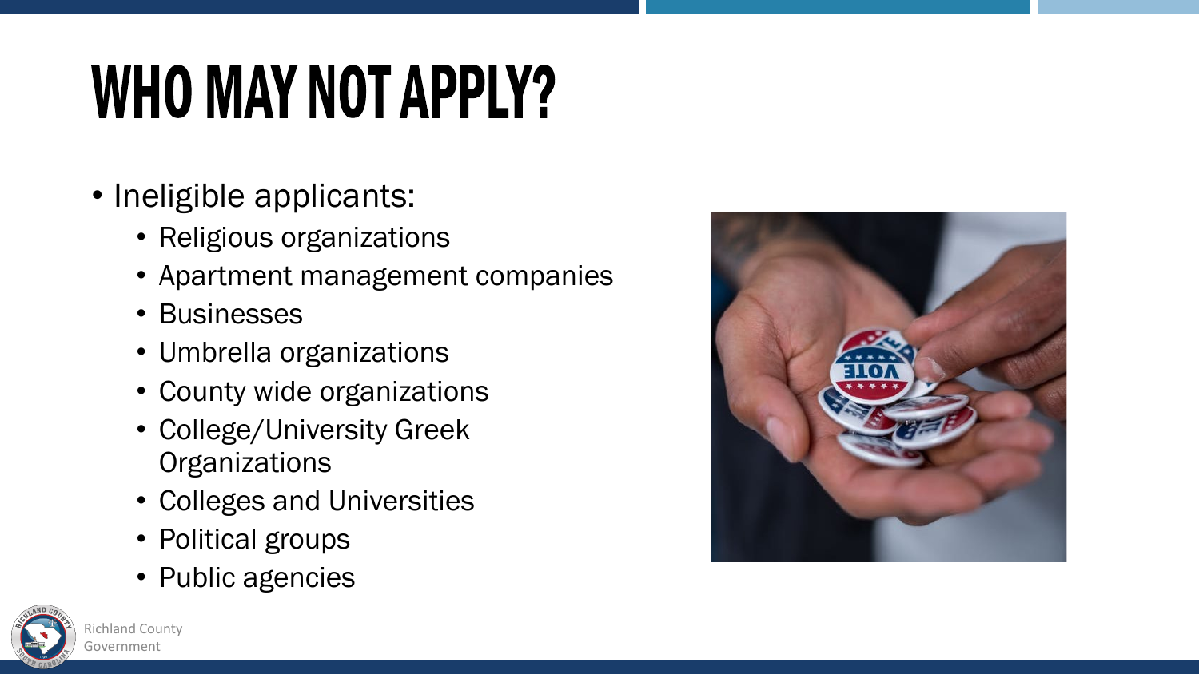# WHO MAY NOT APPLY?

- Ineligible applicants:
  - Religious organizations
  - Apartment management companies
  - Businesses
  - Umbrella organizations
  - County wide organizations
  - College/University Greek Organizations
  - Colleges and Universities
  - Political groups
  - Public agencies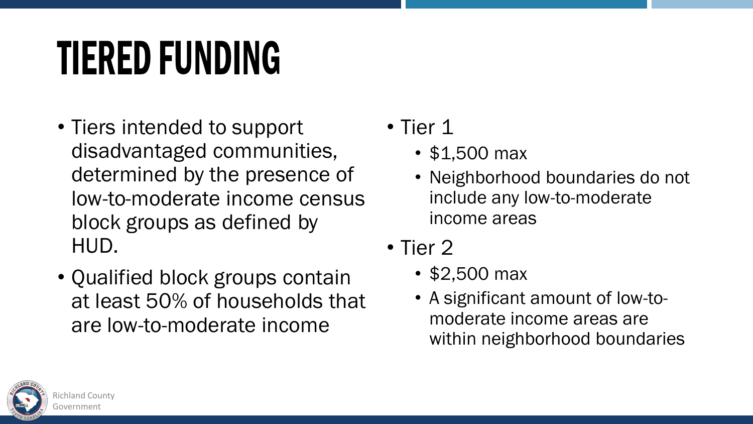# TIERED FUNDING

- Tiers intended to support disadvantaged communities, determined by the presence of low-to-moderate income census block groups as defined by HUD.
- Qualified block groups contain at least 50% of households that are low-to-moderate income

- Tier 1
  - $1,500 max
  - Neighborhood boundaries do not include any low-to-moderate income areas
- Tier 2
  - $2,500 max
  - A significant amount of low-to-moderate income areas are within neighborhood boundaries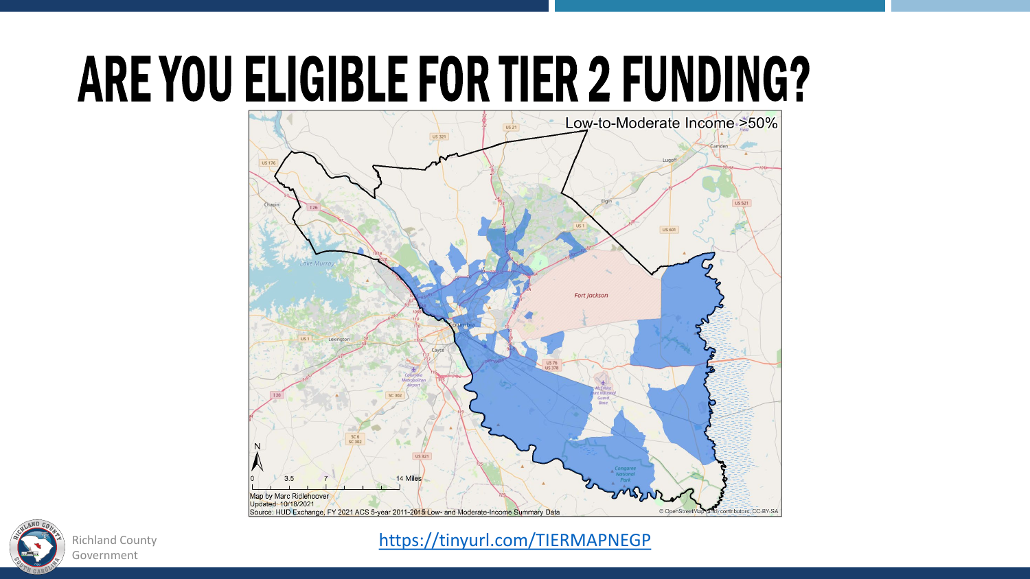# ARE YOU ELIGIBLE FOR TIER 2 FUNDING?

Low-to-Moderate Income >50%

Map by Marc Ridlehoover
Updated: 10/18/2021
Source: HUD Exchange, FY 2021 ACS 5-year 2011-2015 Low- and Moderate-Income Summary Data

https://tinyurl.com/TIERMAPNEGP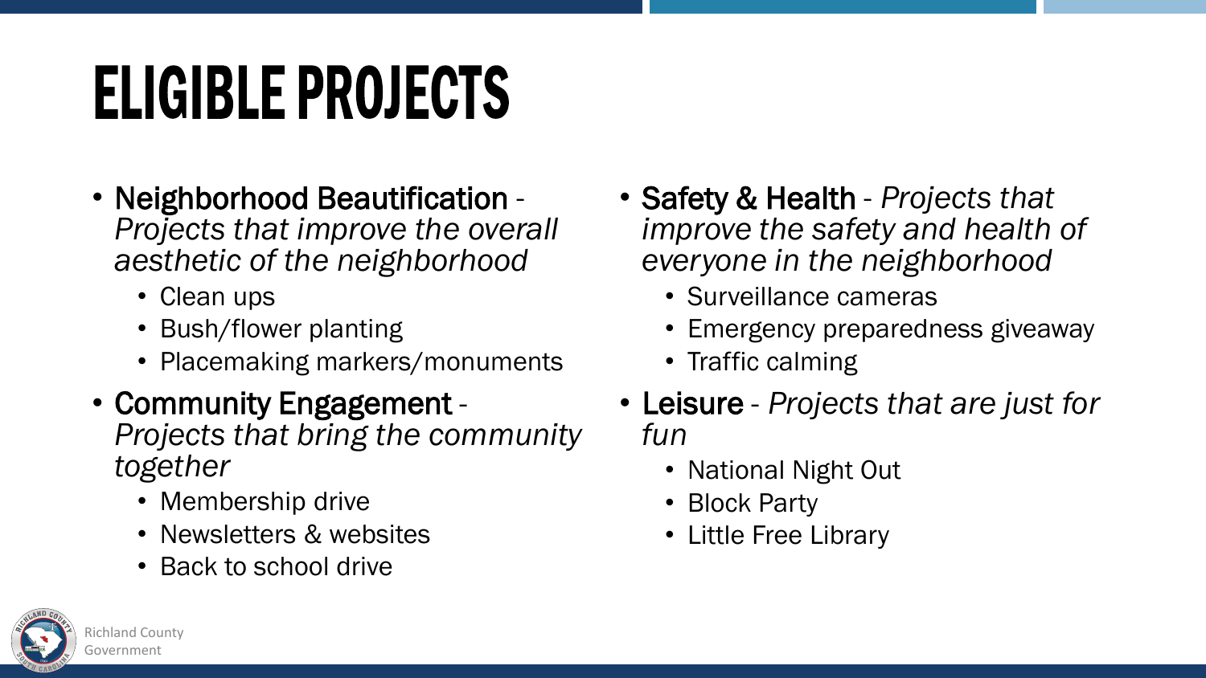# ELIGIBLE PROJECTS

- **Neighborhood Beautification** - *Projects that improve the overall aesthetic of the neighborhood*
  - Clean ups
  - Bush/flower planting
  - Placemaking markers/monuments
- **Community Engagement** - *Projects that bring the community together*
  - Membership drive
  - Newsletters & websites
  - Back to school drive
- **Safety & Health** - *Projects that improve the safety and health of everyone in the neighborhood*
  - Surveillance cameras
  - Emergency preparedness giveaway
  - Traffic calming
- **Leisure** - *Projects that are just for fun*
  - National Night Out
  - Block Party
  - Little Free Library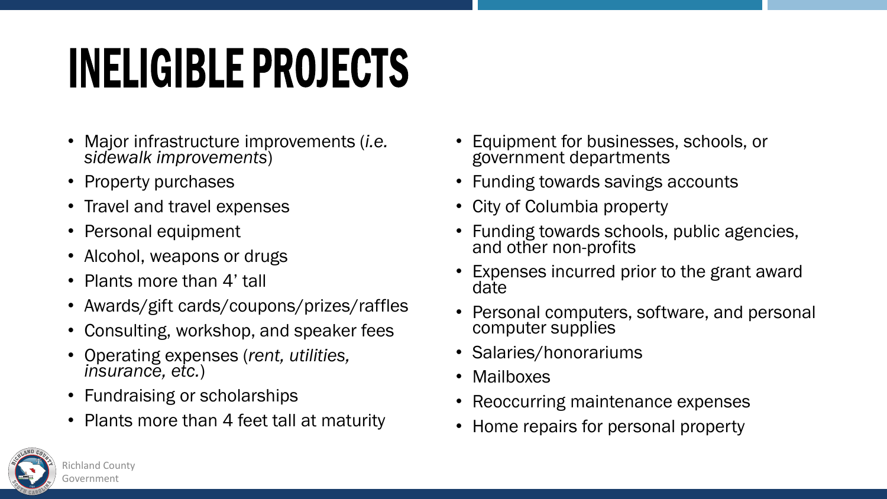# INELIGIBLE PROJECTS

- Major infrastructure improvements (*i.e. sidewalk improvements*)
- Property purchases
- Travel and travel expenses
- Personal equipment
- Alcohol, weapons or drugs
- Plants more than 4' tall
- Awards/gift cards/coupons/prizes/raffles
- Consulting, workshop, and speaker fees
- Operating expenses (*rent, utilities, insurance, etc.*)
- Fundraising or scholarships
- Plants more than 4 feet tall at maturity
- Equipment for businesses, schools, or government departments
- Funding towards savings accounts
- City of Columbia property
- Funding towards schools, public agencies, and other non-profits
- Expenses incurred prior to the grant award date
- Personal computers, software, and personal computer supplies
- Salaries/honorariums
- Mailboxes
- Reoccurring maintenance expenses
- Home repairs for personal property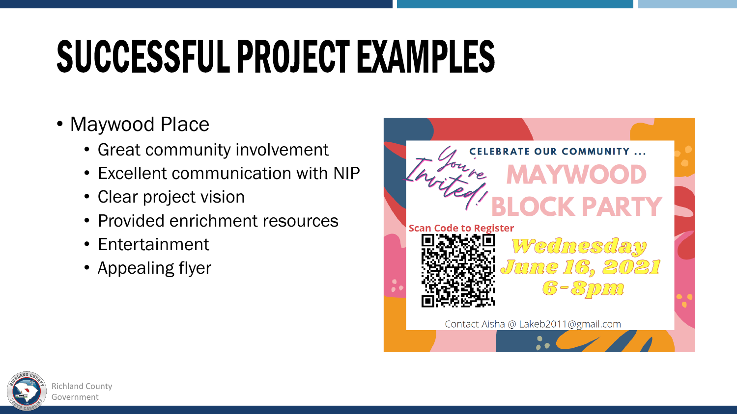# SUCCESSFUL PROJECT EXAMPLES

- Maywood Place
  - Great community involvement
  - Excellent communication with NIP
  - Clear project vision
  - Provided enrichment resources
  - Entertainment
  - Appealing flyer

You're Invited!

CELEBRATE OUR COMMUNITY ...

MAYWOOD BLOCK PARTY

Scan Code to Register

Wednesday June 16, 2021 6-8pm

Contact Aisha @ Lakeb2011@gmail.com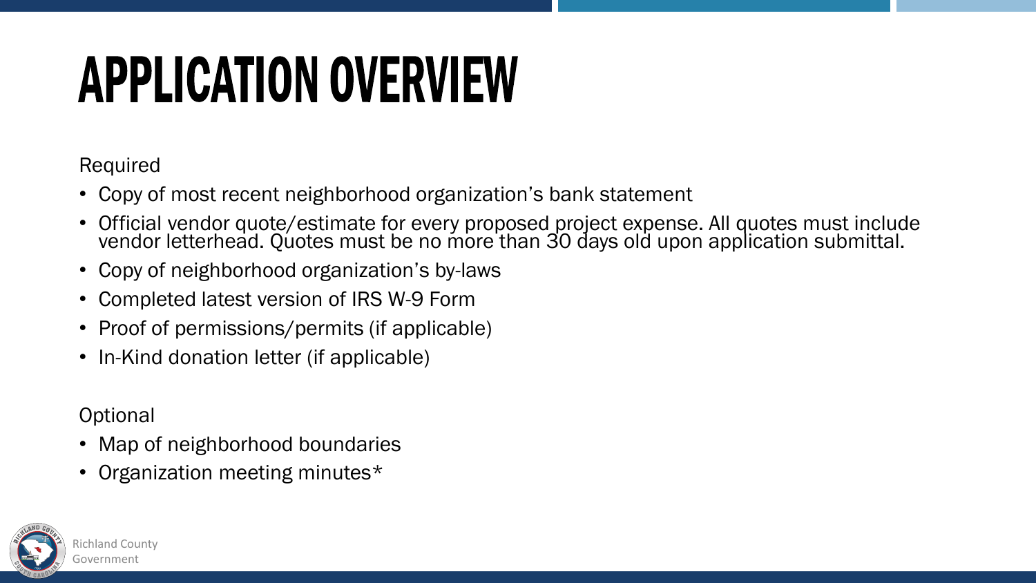# APPLICATION OVERVIEW

Required

- Copy of most recent neighborhood organization’s bank statement
- Official vendor quote/estimate for every proposed project expense. All quotes must include vendor letterhead. Quotes must be no more than 30 days old upon application submittal.
- Copy of neighborhood organization’s by-laws
- Completed latest version of IRS W-9 Form
- Proof of permissions/permits (if applicable)
- In-Kind donation letter (if applicable)

Optional

- Map of neighborhood boundaries
- Organization meeting minutes*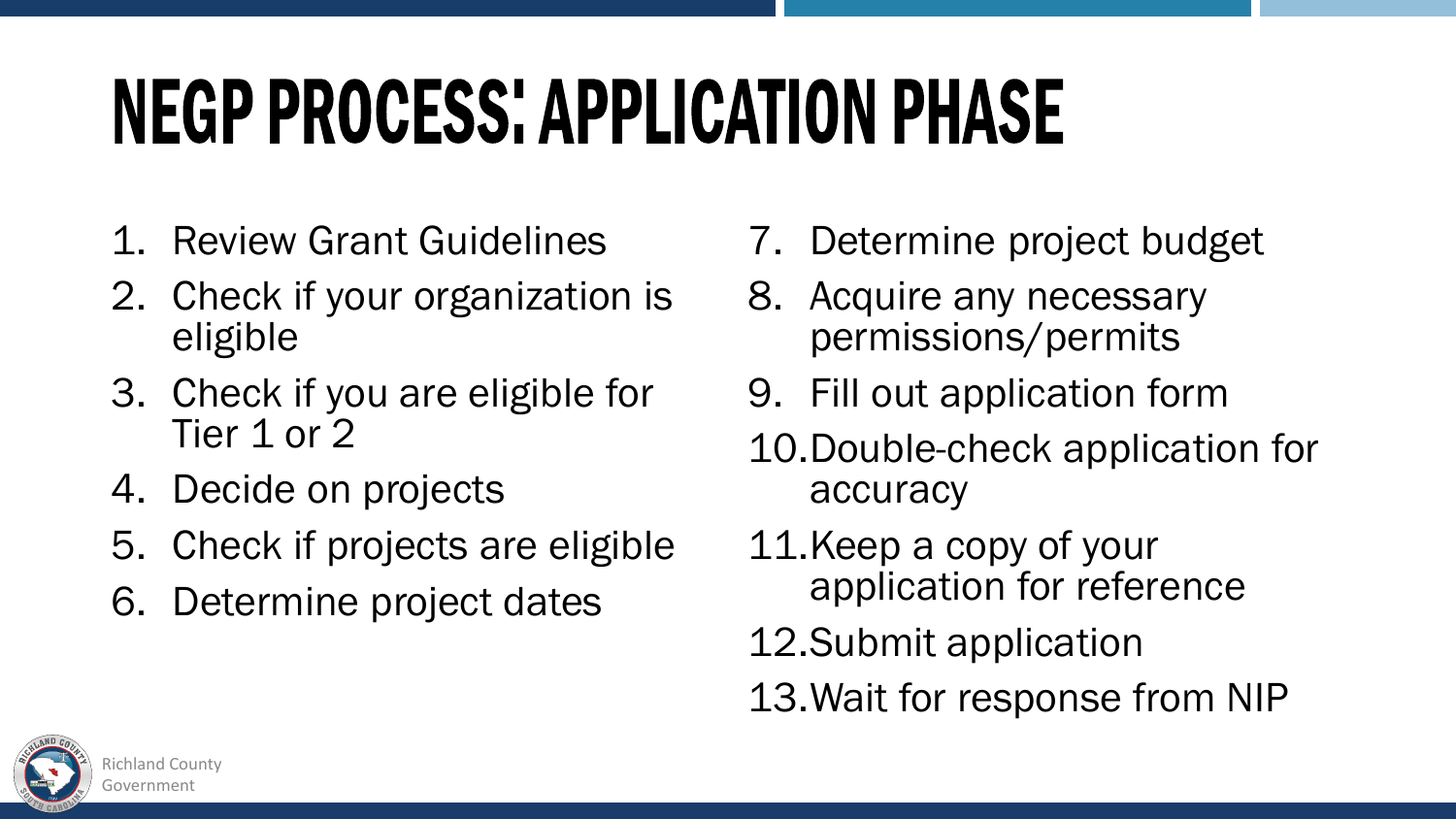# NEGP PROCESS: APPLICATION PHASE

1. Review Grant Guidelines
2. Check if your organization is eligible
3. Check if you are eligible for Tier 1 or 2
4. Decide on projects
5. Check if projects are eligible
6. Determine project dates
7. Determine project budget
8. Acquire any necessary permissions/permits
9. Fill out application form
10. Double-check application for accuracy
11. Keep a copy of your application for reference
12. Submit application
13. Wait for response from NIP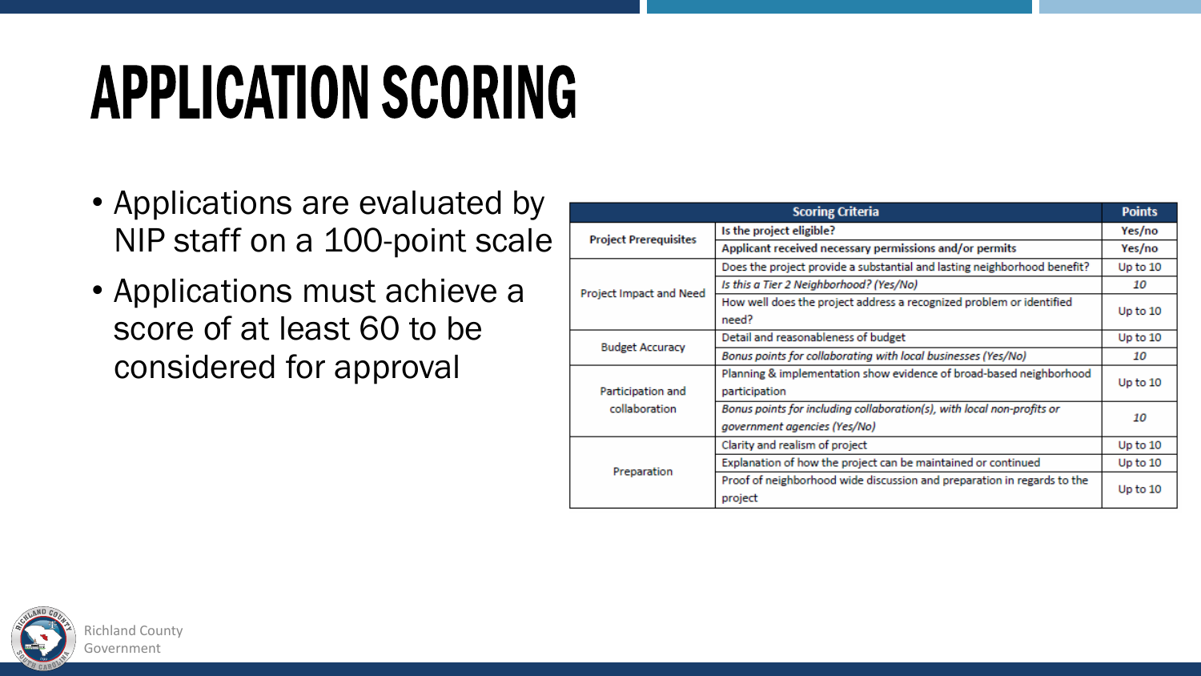# APPLICATION SCORING

- Applications are evaluated by NIP staff on a 100-point scale
- Applications must achieve a score of at least 60 to be considered for approval

| Scoring Criteria | | Points |
|---|---|---|
| **Project Prerequisites** | **Is the project eligible?** | **Yes/no** |
| | **Applicant received necessary permissions and/or permits** | **Yes/no** |
| Project Impact and Need | Does the project provide a substantial and lasting neighborhood benefit? | Up to 10 |
| | *Is this a Tier 2 Neighborhood? (Yes/No)* | *10* |
| | How well does the project address a recognized problem or identified need? | Up to 10 |
| Budget Accuracy | Detail and reasonableness of budget | Up to 10 |
| | *Bonus points for collaborating with local businesses (Yes/No)* | *10* |
| Participation and collaboration | Planning & implementation show evidence of broad-based neighborhood participation | Up to 10 |
| | *Bonus points for including collaboration(s), with local non-profits or government agencies (Yes/No)* | *10* |
| Preparation | Clarity and realism of project | Up to 10 |
| | Explanation of how the project can be maintained or continued | Up to 10 |
| | Proof of neighborhood wide discussion and preparation in regards to the project | Up to 10 |

Richland County Government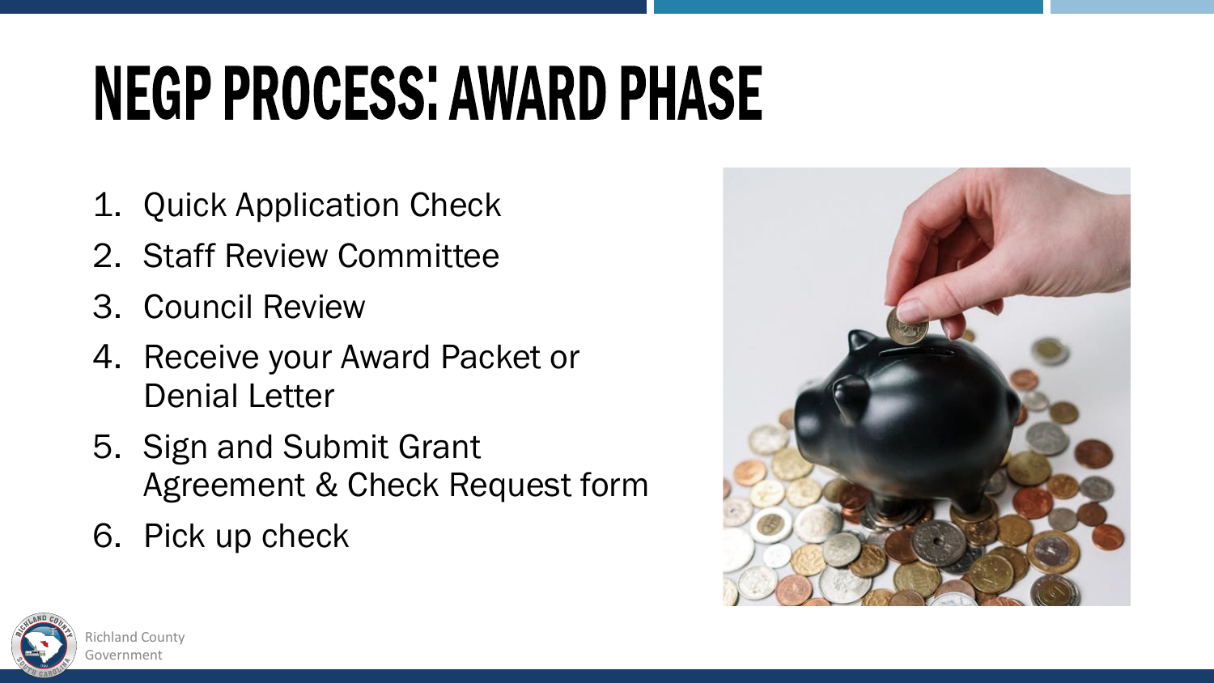# NEGP PROCESS: AWARD PHASE

1. Quick Application Check
2. Staff Review Committee
3. Council Review
4. Receive your Award Packet or Denial Letter
5. Sign and Submit Grant Agreement & Check Request form
6. Pick up check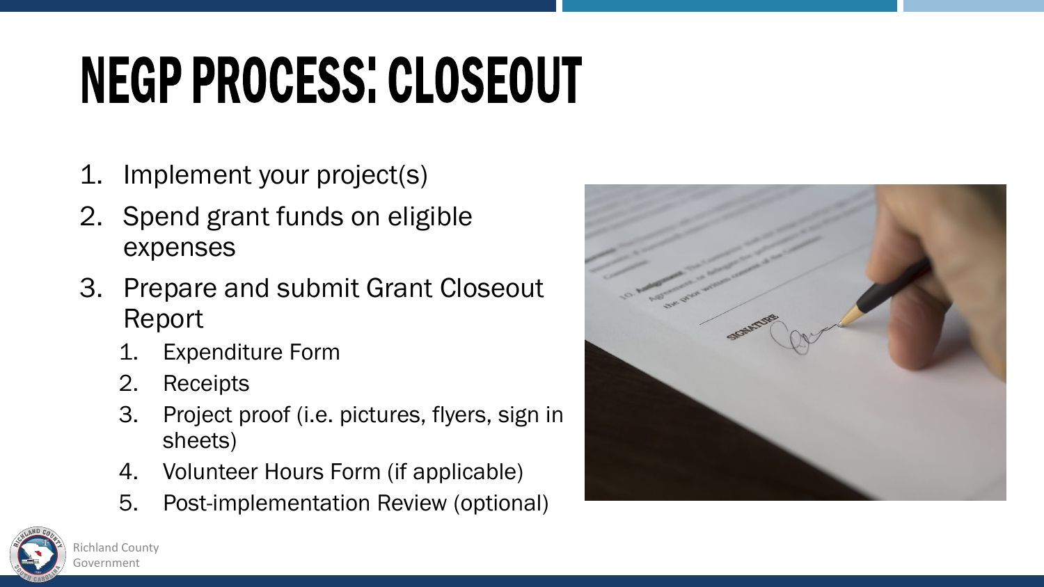# NEGP PROCESS: CLOSEOUT

1. Implement your project(s)
2. Spend grant funds on eligible expenses
3. Prepare and submit Grant Closeout Report
   1. Expenditure Form
   2. Receipts
   3. Project proof (i.e. pictures, flyers, sign in sheets)
   4. Volunteer Hours Form (if applicable)
   5. Post-implementation Review (optional)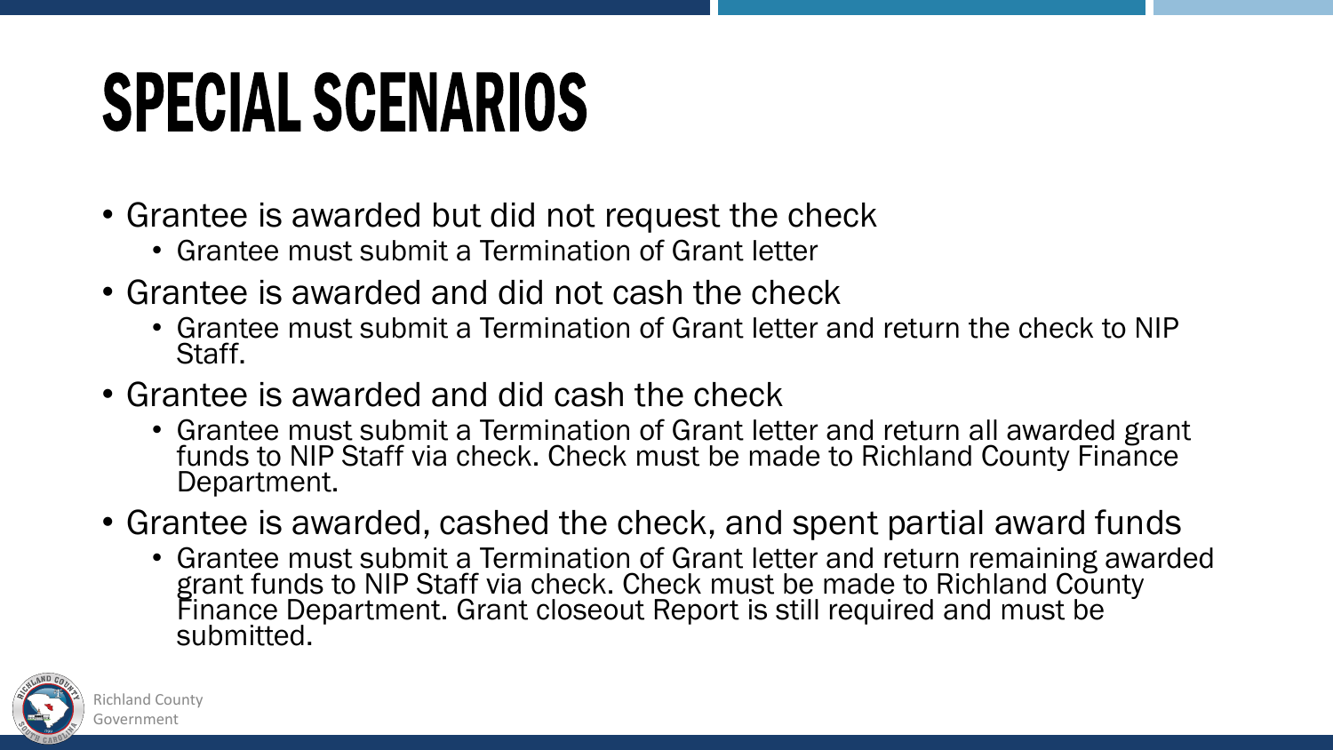# SPECIAL SCENARIOS

- Grantee is awarded but did not request the check
  - Grantee must submit a Termination of Grant letter
- Grantee is awarded and did not cash the check
  - Grantee must submit a Termination of Grant letter and return the check to NIP Staff.
- Grantee is awarded and did cash the check
  - Grantee must submit a Termination of Grant letter and return all awarded grant funds to NIP Staff via check. Check must be made to Richland County Finance Department.
- Grantee is awarded, cashed the check, and spent partial award funds
  - Grantee must submit a Termination of Grant letter and return remaining awarded grant funds to NIP Staff via check. Check must be made to Richland County Finance Department. Grant closeout Report is still required and must be submitted.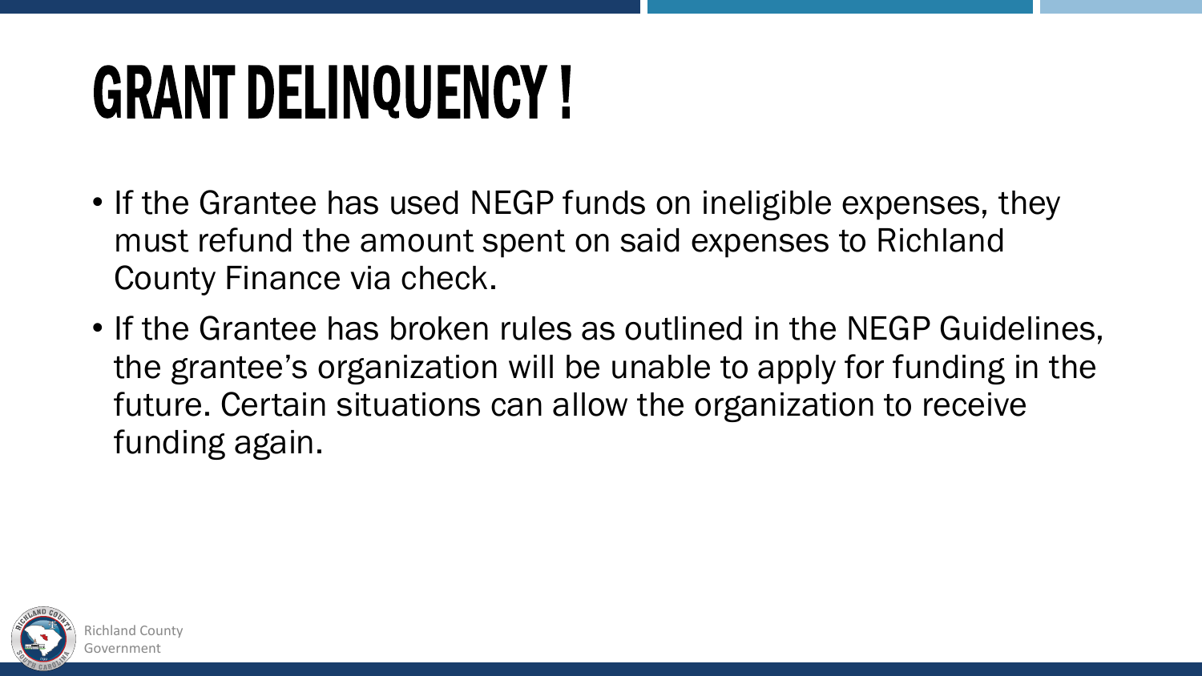# GRANT DELINQUENCY !

- If the Grantee has used NEGP funds on ineligible expenses, they must refund the amount spent on said expenses to Richland County Finance via check.
- If the Grantee has broken rules as outlined in the NEGP Guidelines, the grantee's organization will be unable to apply for funding in the future. Certain situations can allow the organization to receive funding again.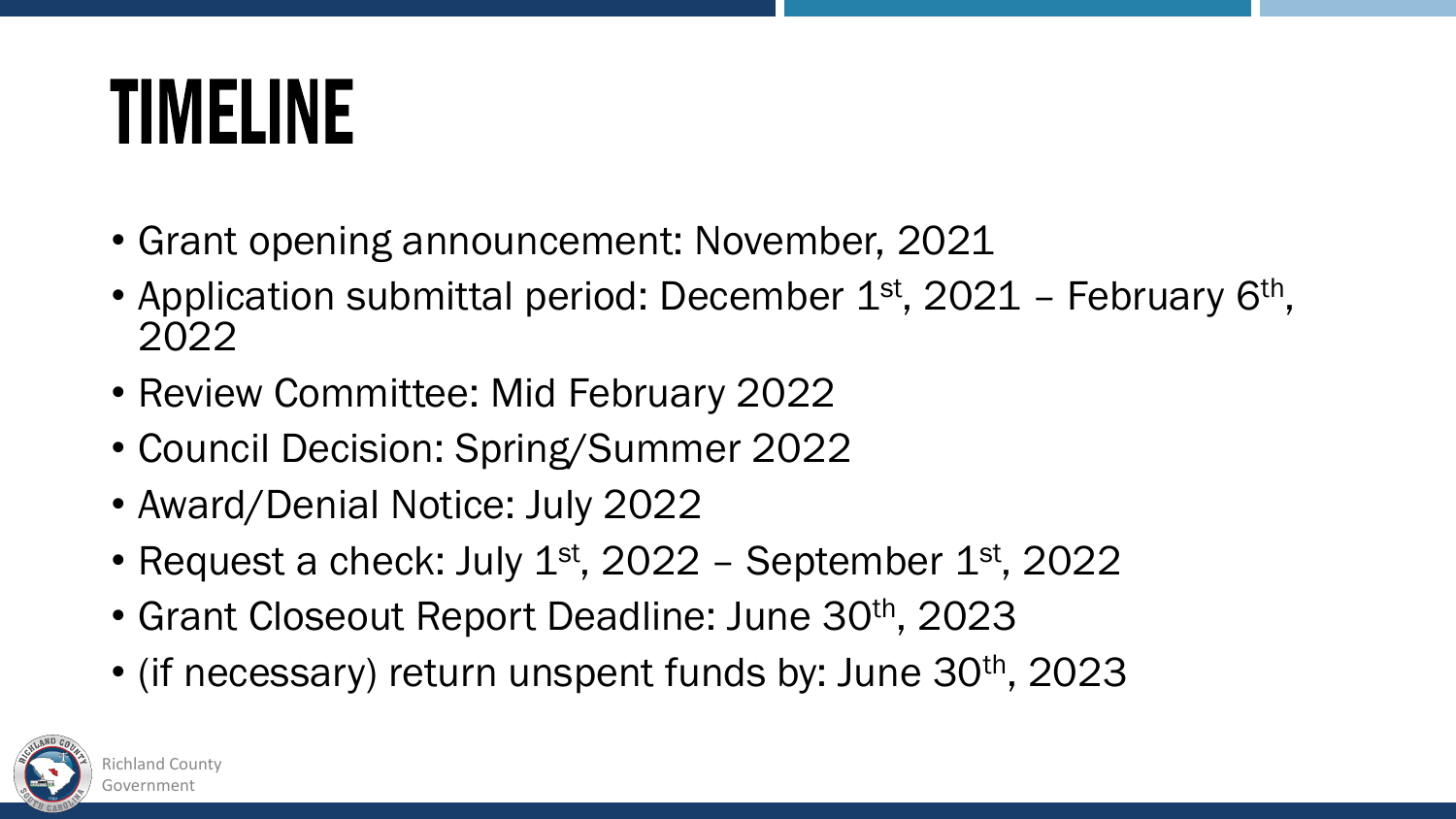# TIMELINE

- Grant opening announcement: November, 2021
- Application submittal period: December 1st, 2021 – February 6th, 2022
- Review Committee: Mid February 2022
- Council Decision: Spring/Summer 2022
- Award/Denial Notice: July 2022
- Request a check: July 1st, 2022 – September 1st, 2022
- Grant Closeout Report Deadline: June 30th, 2023
- (if necessary) return unspent funds by: June 30th, 2023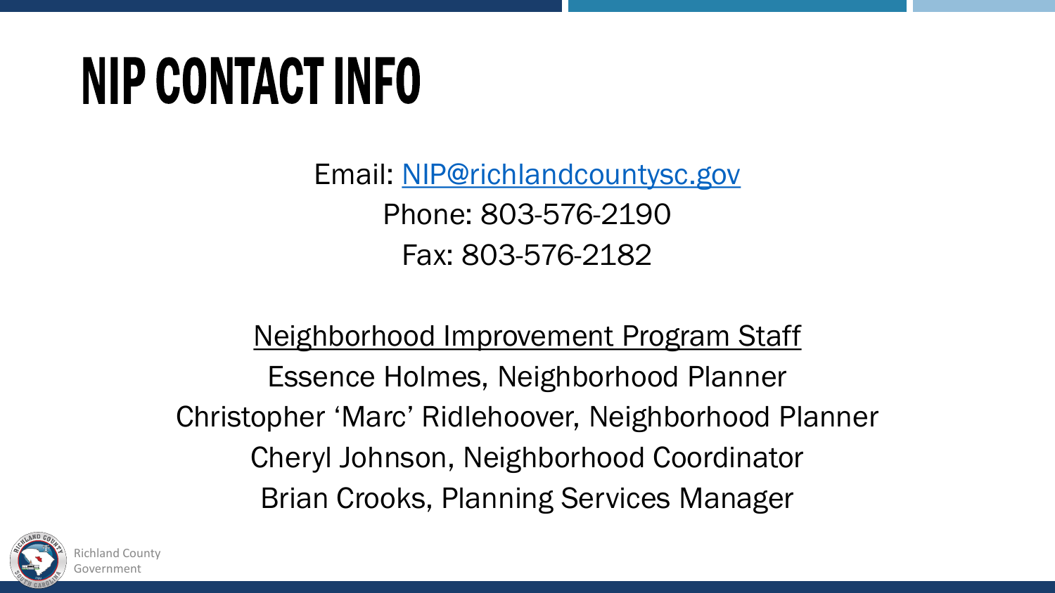# NIP CONTACT INFO

Email: [NIP@richlandcountysc.gov](mailto:NIP@richlandcountysc.gov)

Phone: 803-576-2190

Fax: 803-576-2182

Neighborhood Improvement Program Staff

Essence Holmes, Neighborhood Planner

Christopher 'Marc' Ridlehoover, Neighborhood Planner

Cheryl Johnson, Neighborhood Coordinator

Brian Crooks, Planning Services Manager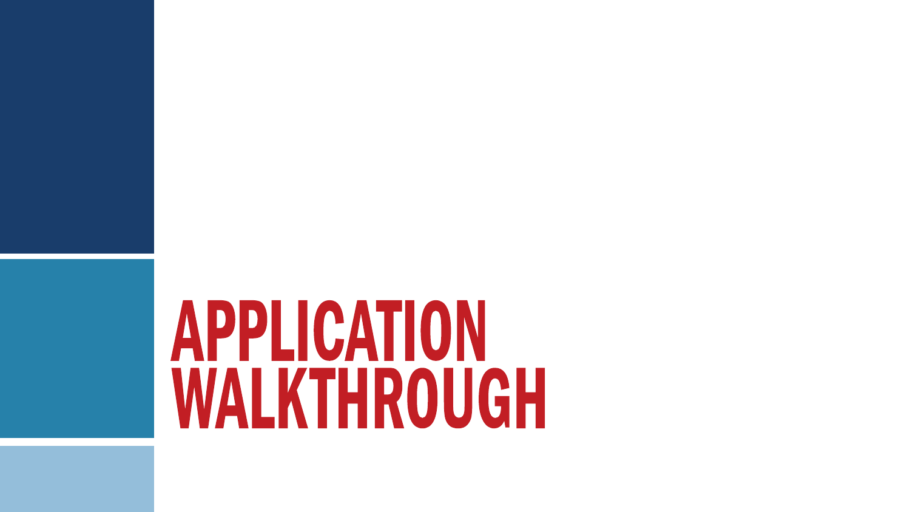# APPLICATION WALKTHROUGH